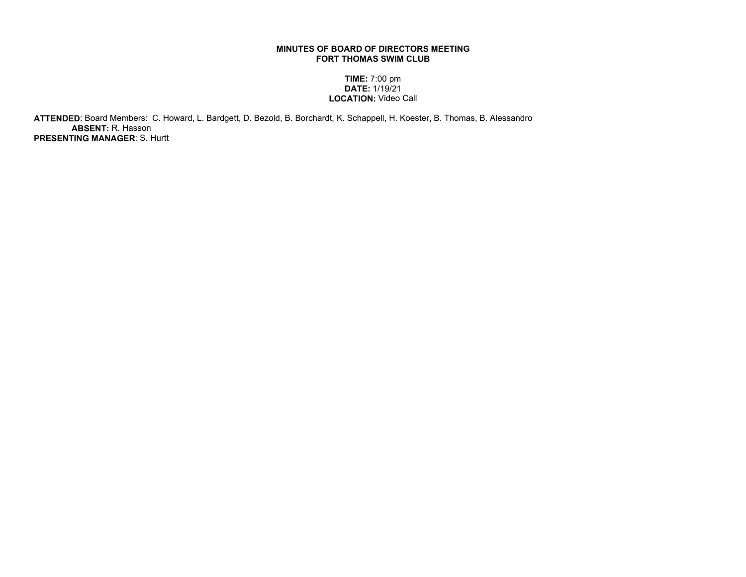**MINUTES OF BOARD OF DIRECTORS MEETING**
**FORT THOMAS SWIM CLUB**

**TIME:** 7:00 pm
**DATE:** 1/19/21
**LOCATION:** Video Call

**ATTENDED**: Board Members: C. Howard, L. Bardgett, D. Bezold, B. Borchardt, K. Schappell, H. Koester, B. Thomas, B. Alessandro
**ABSENT:** R. Hasson
**PRESENTING MANAGER**: S. Hurtt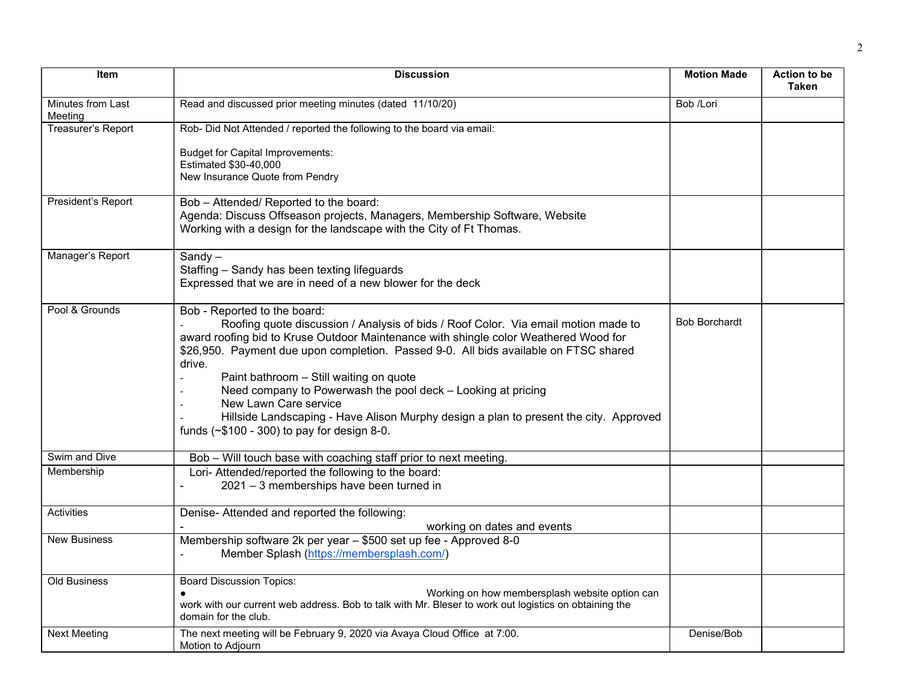| Item | Discussion | Motion Made | Action to be Taken |
|---|---|---|---|
| Minutes from Last Meeting | Read and discussed prior meeting minutes (dated 11/10/20) | Bob /Lori | |
| Treasurer's Report | Rob- Did Not Attended / reported the following to the board via email:<br><br>Budget for Capital Improvements:<br>Estimated $30-40,000<br>New Insurance Quote from Pendry | | |
| President's Report | Bob – Attended/ Reported to the board:<br>Agenda: Discuss Offseason projects, Managers, Membership Software, Website<br>Working with a design for the landscape with the City of Ft Thomas. | | |
| Manager's Report | Sandy –<br>Staffing – Sandy has been texting lifeguards<br>Expressed that we are in need of a new blower for the deck | | |
| Pool & Grounds | Bob - Reported to the board:<br>- Roofing quote discussion / Analysis of bids / Roof Color. Via email motion made to award roofing bid to Kruse Outdoor Maintenance with shingle color Weathered Wood for $26,950. Payment due upon completion. Passed 9-0. All bids available on FTSC shared drive.<br>- Paint bathroom – Still waiting on quote<br>- Need company to Powerwash the pool deck – Looking at pricing<br>- New Lawn Care service<br>- Hillside Landscaping - Have Alison Murphy design a plan to present the city. Approved funds (~$100 - 300) to pay for design 8-0. | Bob Borchardt | |
| Swim and Dive | Bob – Will touch base with coaching staff prior to next meeting. | | |
| Membership | Lori- Attended/reported the following to the board:<br>- 2021 – 3 memberships have been turned in | | |
| Activities | Denise- Attended and reported the following:<br>- working on dates and events | | |
| New Business | Membership software 2k per year – $500 set up fee - Approved 8-0<br>- Member Splash (https://membersplash.com/) | | |
| Old Business | Board Discussion Topics:<br>● Working on how membersplash website option can work with our current web address. Bob to talk with Mr. Bleser to work out logistics on obtaining the domain for the club. | | |
| Next Meeting | The next meeting will be February 9, 2020 via Avaya Cloud Office at 7:00.<br>Motion to Adjourn | Denise/Bob | |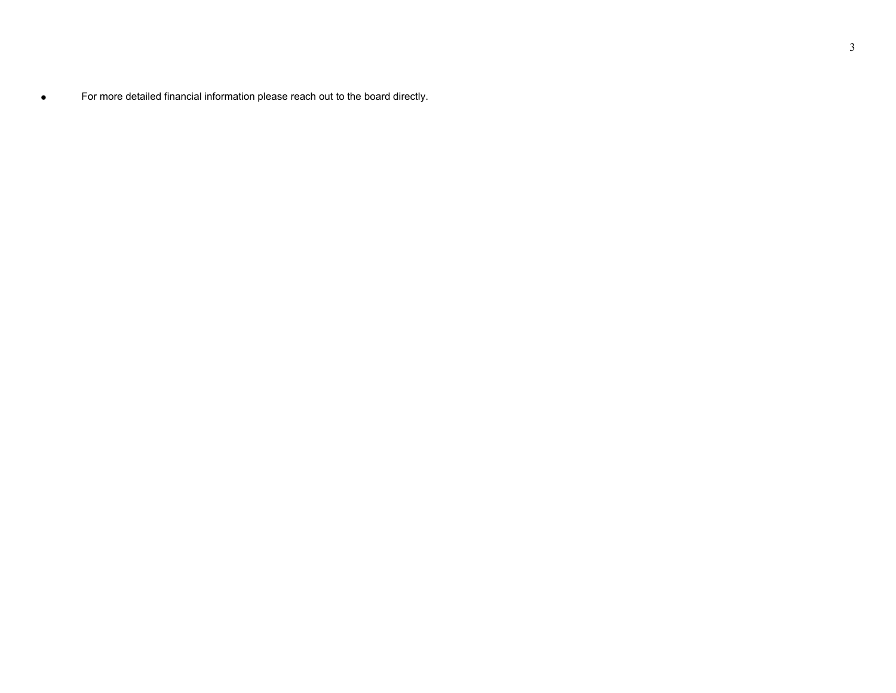- For more detailed financial information please reach out to the board directly.